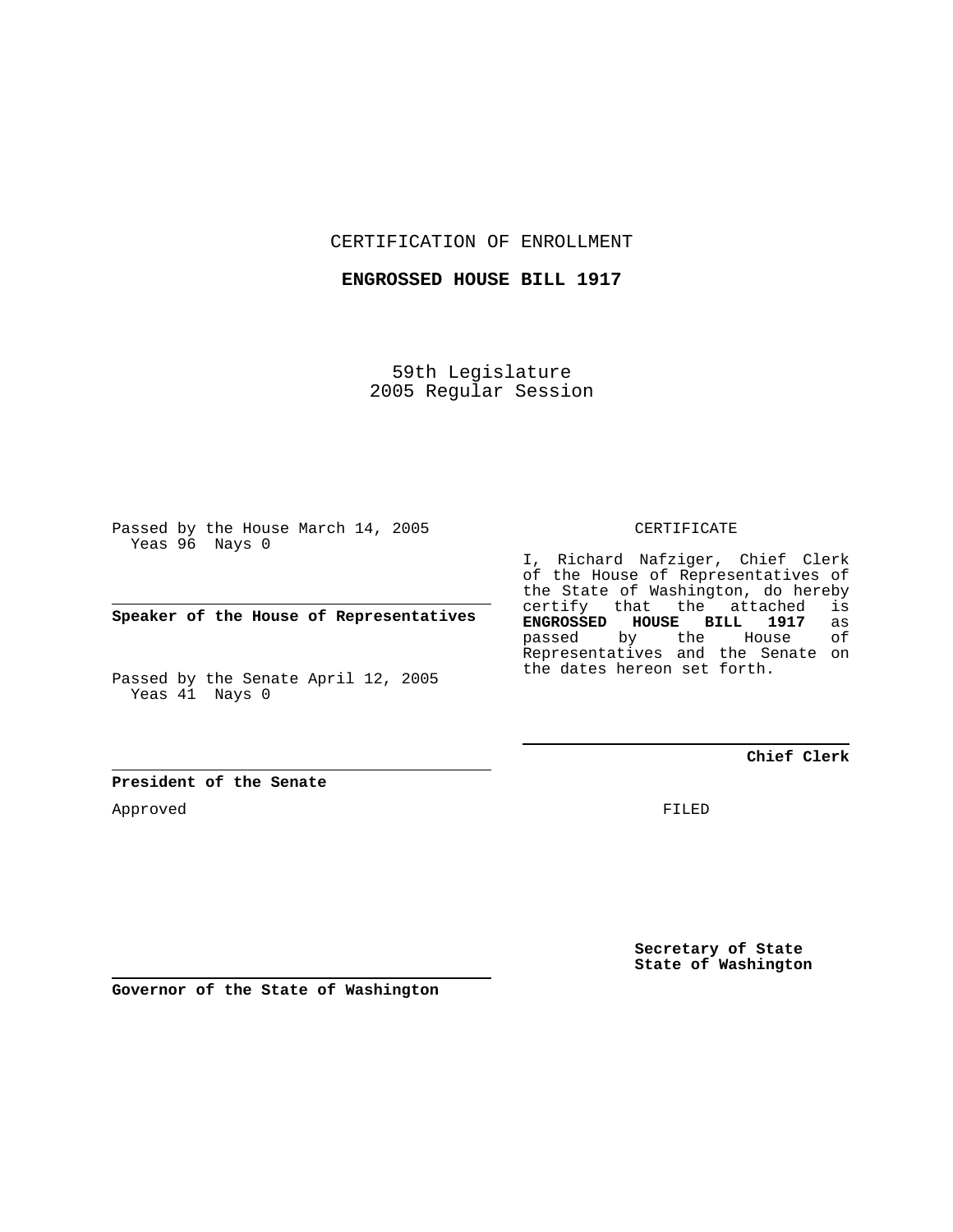CERTIFICATION OF ENROLLMENT

**ENGROSSED HOUSE BILL 1917**

59th Legislature
2005 Regular Session

Passed by the House March 14, 2005
Yeas 96 Nays 0

**Speaker of the House of Representatives**

Passed by the Senate April 12, 2005
Yeas 41 Nays 0

**President of the Senate**

Approved

**Governor of the State of Washington**

CERTIFICATE

I, Richard Nafziger, Chief Clerk of the House of Representatives of the State of Washington, do hereby certify that the attached is **ENGROSSED HOUSE BILL 1917** as passed by the House of Representatives and the Senate on the dates hereon set forth.

**Chief Clerk**

FILED

**Secretary of State**
**State of Washington**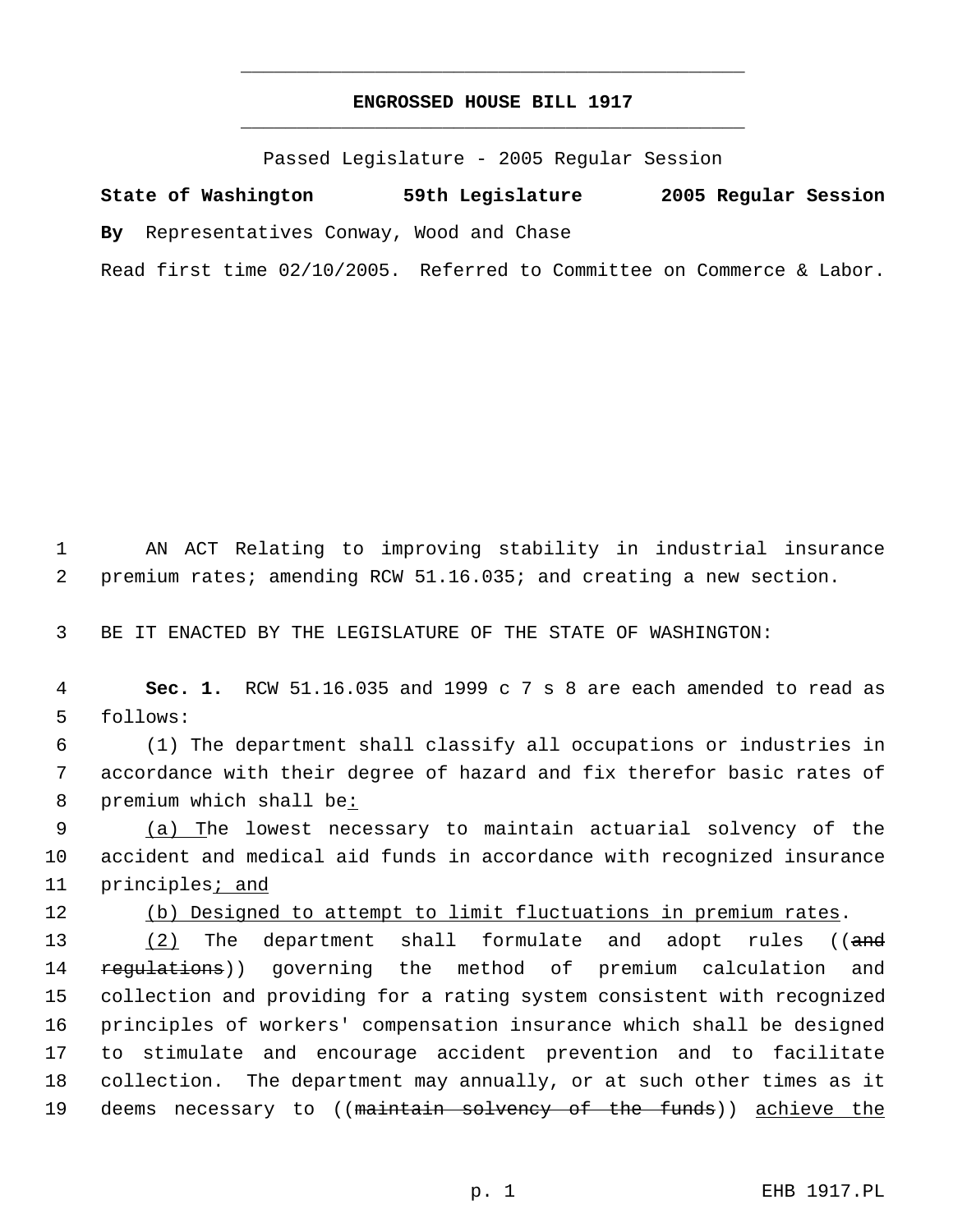# ENGROSSED HOUSE BILL 1917

Passed Legislature - 2005 Regular Session

**State of Washington 59th Legislature 2005 Regular Session**

**By** Representatives Conway, Wood and Chase

Read first time 02/10/2005. Referred to Committee on Commerce & Labor.

1 AN ACT Relating to improving stability in industrial insurance
2 premium rates; amending RCW 51.16.035; and creating a new section.

3 BE IT ENACTED BY THE LEGISLATURE OF THE STATE OF WASHINGTON:

4 **Sec. 1.** RCW 51.16.035 and 1999 c 7 s 8 are each amended to read as
5 follows:

6 (1) The department shall classify all occupations or industries in
7 accordance with their degree of hazard and fix therefor basic rates of
8 premium which shall be<u>:</u>

9 <u>(a) T</u>he lowest necessary to maintain actuarial solvency of the
10 accident and medical aid funds in accordance with recognized insurance
11 principles<u>; and</u>

12 <u>(b) Designed to attempt to limit fluctuations in premium rates</u>.

13 <u>(2)</u> The department shall formulate and adopt rules ((~~and~~
14 ~~regulations~~)) governing the method of premium calculation and
15 collection and providing for a rating system consistent with recognized
16 principles of workers' compensation insurance which shall be designed
17 to stimulate and encourage accident prevention and to facilitate
18 collection. The department may annually, or at such other times as it
19 deems necessary to ((~~maintain solvency of the funds~~)) <u>achieve the</u>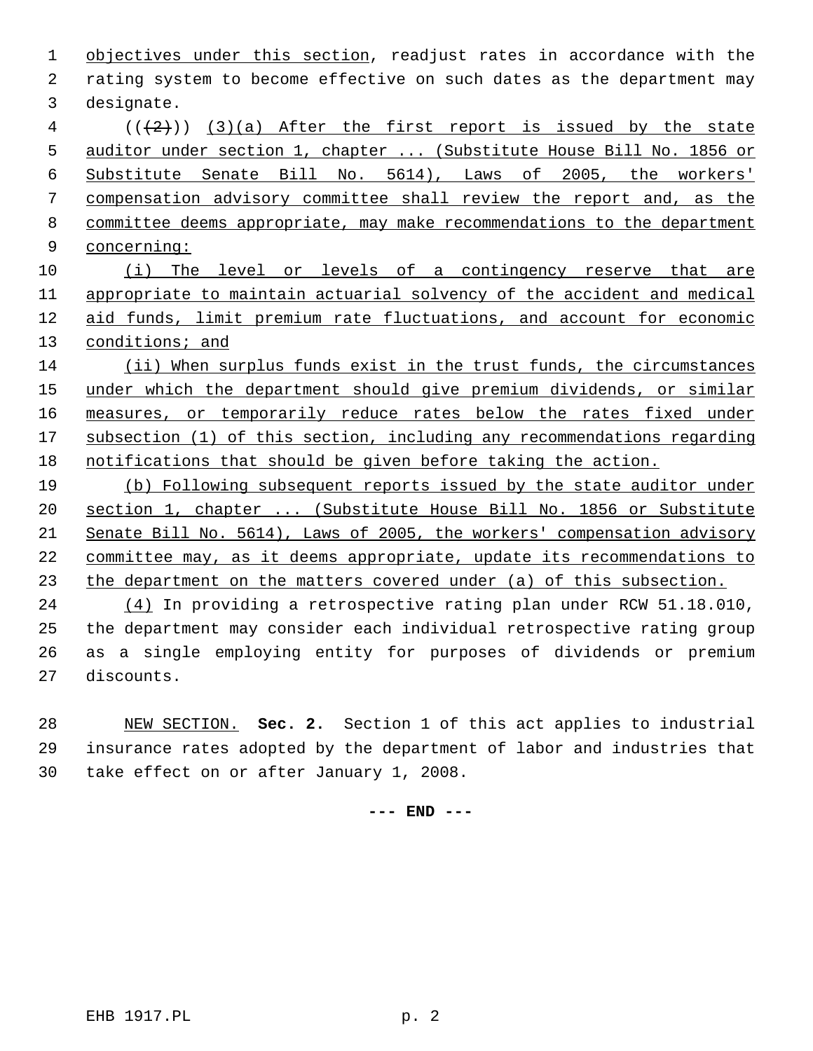objectives under this section, readjust rates in accordance with the rating system to become effective on such dates as the department may designate.

((~~(2)~~)) (3)(a) After the first report is issued by the state auditor under section 1, chapter ... (Substitute House Bill No. 1856 or Substitute Senate Bill No. 5614), Laws of 2005, the workers' compensation advisory committee shall review the report and, as the committee deems appropriate, may make recommendations to the department concerning:

(i) The level or levels of a contingency reserve that are appropriate to maintain actuarial solvency of the accident and medical aid funds, limit premium rate fluctuations, and account for economic conditions; and

(ii) When surplus funds exist in the trust funds, the circumstances under which the department should give premium dividends, or similar measures, or temporarily reduce rates below the rates fixed under subsection (1) of this section, including any recommendations regarding notifications that should be given before taking the action.

(b) Following subsequent reports issued by the state auditor under section 1, chapter ... (Substitute House Bill No. 1856 or Substitute Senate Bill No. 5614), Laws of 2005, the workers' compensation advisory committee may, as it deems appropriate, update its recommendations to the department on the matters covered under (a) of this subsection.

(4) In providing a retrospective rating plan under RCW 51.18.010, the department may consider each individual retrospective rating group as a single employing entity for purposes of dividends or premium discounts.

NEW SECTION. **Sec. 2.** Section 1 of this act applies to industrial insurance rates adopted by the department of labor and industries that take effect on or after January 1, 2008.

**--- END ---**